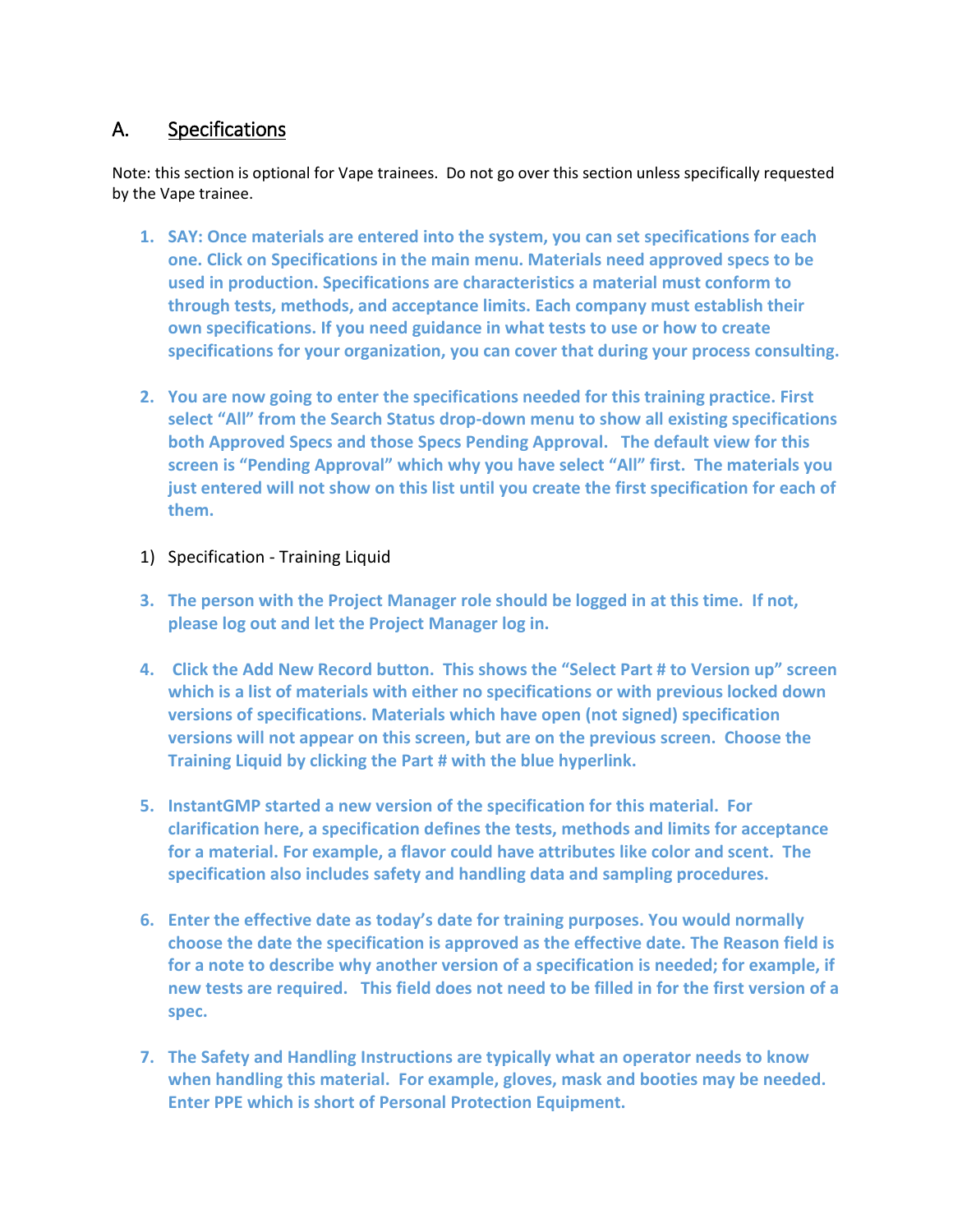## A. Specifications

Note: this section is optional for Vape trainees. Do not go over this section unless specifically requested by the Vape trainee.

1. **SAY: Once materials are entered into the system, you can set specifications for each one. Click on Specifications in the main menu. Materials need approved specs to be used in production. Specifications are characteristics a material must conform to through tests, methods, and acceptance limits. Each company must establish their own specifications. If you need guidance in what tests to use or how to create specifications for your organization, you can cover that during your process consulting.**

2. **You are now going to enter the specifications needed for this training practice. First select "All" from the Search Status drop-down menu to show all existing specifications both Approved Specs and those Specs Pending Approval. The default view for this screen is "Pending Approval" which why you have select "All" first. The materials you just entered will not show on this list until you create the first specification for each of them.**

1) Specification - Training Liquid

3. **The person with the Project Manager role should be logged in at this time. If not, please log out and let the Project Manager log in.**

4. **Click the Add New Record button. This shows the "Select Part # to Version up" screen which is a list of materials with either no specifications or with previous locked down versions of specifications. Materials which have open (not signed) specification versions will not appear on this screen, but are on the previous screen. Choose the Training Liquid by clicking the Part # with the blue hyperlink.**

5. **InstantGMP started a new version of the specification for this material. For clarification here, a specification defines the tests, methods and limits for acceptance for a material. For example, a flavor could have attributes like color and scent. The specification also includes safety and handling data and sampling procedures.**

6. **Enter the effective date as today's date for training purposes. You would normally choose the date the specification is approved as the effective date. The Reason field is for a note to describe why another version of a specification is needed; for example, if new tests are required. This field does not need to be filled in for the first version of a spec.**

7. **The Safety and Handling Instructions are typically what an operator needs to know when handling this material. For example, gloves, mask and booties may be needed. Enter PPE which is short of Personal Protection Equipment.**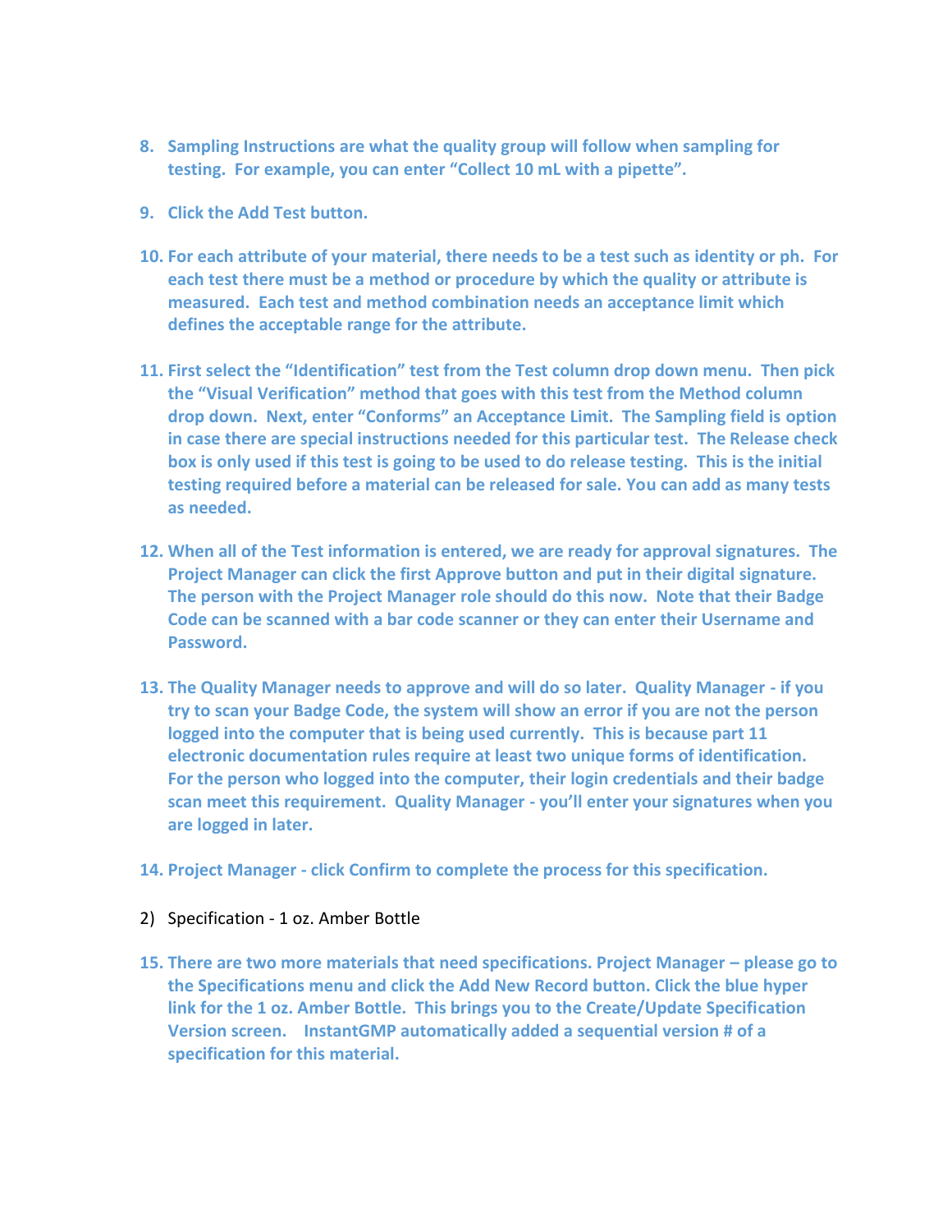8. **Sampling Instructions are what the quality group will follow when sampling for testing. For example, you can enter “Collect 10 mL with a pipette”.**

9. **Click the Add Test button.**

10. **For each attribute of your material, there needs to be a test such as identity or ph. For each test there must be a method or procedure by which the quality or attribute is measured. Each test and method combination needs an acceptance limit which defines the acceptable range for the attribute.**

11. **First select the “Identification” test from the Test column drop down menu. Then pick the “Visual Verification” method that goes with this test from the Method column drop down. Next, enter “Conforms” an Acceptance Limit. The Sampling field is option in case there are special instructions needed for this particular test. The Release check box is only used if this test is going to be used to do release testing. This is the initial testing required before a material can be released for sale. You can add as many tests as needed.**

12. **When all of the Test information is entered, we are ready for approval signatures. The Project Manager can click the first Approve button and put in their digital signature. The person with the Project Manager role should do this now. Note that their Badge Code can be scanned with a bar code scanner or they can enter their Username and Password.**

13. **The Quality Manager needs to approve and will do so later. Quality Manager - if you try to scan your Badge Code, the system will show an error if you are not the person logged into the computer that is being used currently. This is because part 11 electronic documentation rules require at least two unique forms of identification. For the person who logged into the computer, their login credentials and their badge scan meet this requirement. Quality Manager - you’ll enter your signatures when you are logged in later.**

14. **Project Manager - click Confirm to complete the process for this specification.**

2) Specification - 1 oz. Amber Bottle

15. **There are two more materials that need specifications. Project Manager – please go to the Specifications menu and click the Add New Record button. Click the blue hyper link for the 1 oz. Amber Bottle. This brings you to the Create/Update Specification Version screen. InstantGMP automatically added a sequential version # of a specification for this material.**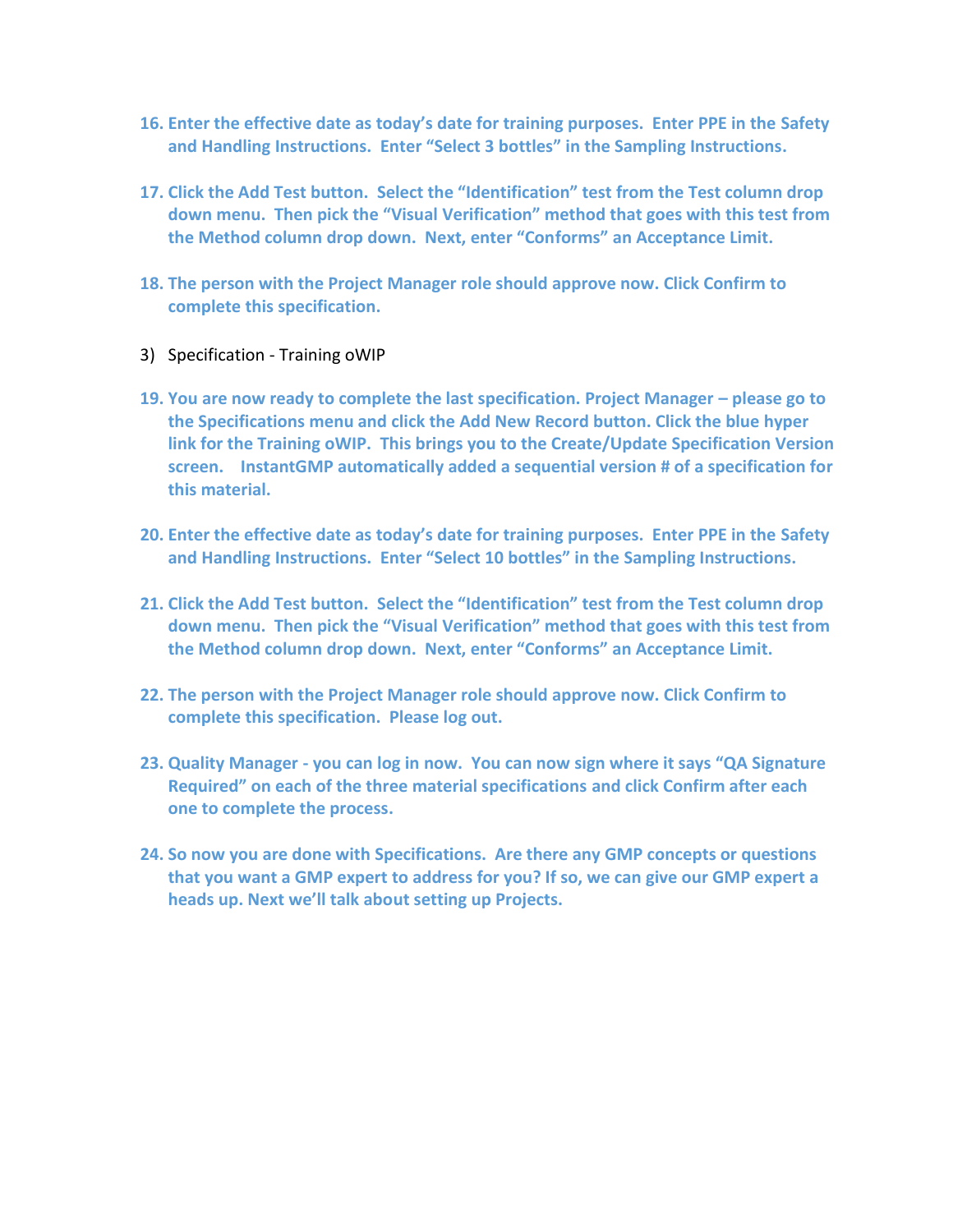16. **Enter the effective date as today's date for training purposes. Enter PPE in the Safety and Handling Instructions. Enter "Select 3 bottles" in the Sampling Instructions.**

17. **Click the Add Test button. Select the "Identification" test from the Test column drop down menu. Then pick the "Visual Verification" method that goes with this test from the Method column drop down. Next, enter "Conforms" an Acceptance Limit.**

18. **The person with the Project Manager role should approve now. Click Confirm to complete this specification.**

3) Specification - Training oWIP

19. **You are now ready to complete the last specification. Project Manager – please go to the Specifications menu and click the Add New Record button. Click the blue hyper link for the Training oWIP. This brings you to the Create/Update Specification Version screen. InstantGMP automatically added a sequential version # of a specification for this material.**

20. **Enter the effective date as today's date for training purposes. Enter PPE in the Safety and Handling Instructions. Enter "Select 10 bottles" in the Sampling Instructions.**

21. **Click the Add Test button. Select the "Identification" test from the Test column drop down menu. Then pick the "Visual Verification" method that goes with this test from the Method column drop down. Next, enter "Conforms" an Acceptance Limit.**

22. **The person with the Project Manager role should approve now. Click Confirm to complete this specification. Please log out.**

23. **Quality Manager - you can log in now. You can now sign where it says "QA Signature Required" on each of the three material specifications and click Confirm after each one to complete the process.**

24. **So now you are done with Specifications. Are there any GMP concepts or questions that you want a GMP expert to address for you? If so, we can give our GMP expert a heads up. Next we'll talk about setting up Projects.**